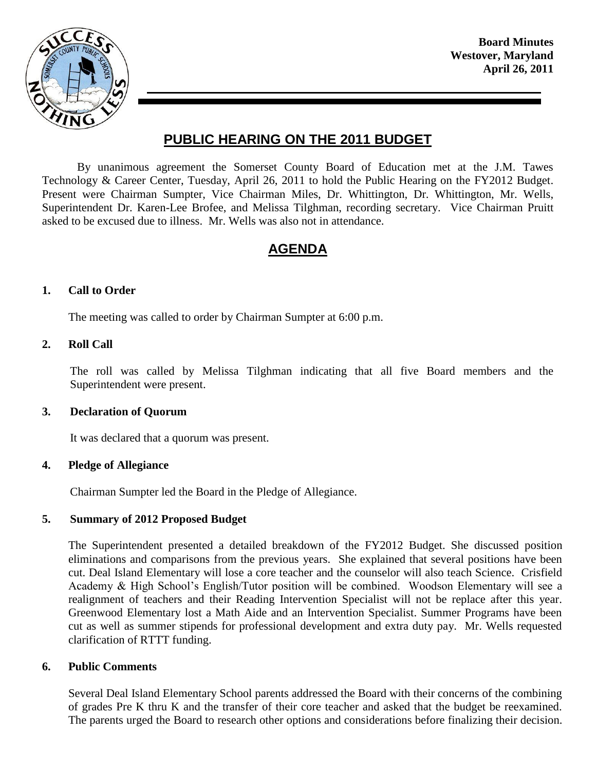**Board Minutes**
**Westover, Maryland**
**April 26, 2011**

# PUBLIC HEARING ON THE 2011 BUDGET

By unanimous agreement the Somerset County Board of Education met at the J.M. Tawes Technology & Career Center, Tuesday, April 26, 2011 to hold the Public Hearing on the FY2012 Budget. Present were Chairman Sumpter, Vice Chairman Miles, Dr. Whittington, Dr. Whittington, Mr. Wells, Superintendent Dr. Karen-Lee Brofee, and Melissa Tilghman, recording secretary. Vice Chairman Pruitt asked to be excused due to illness. Mr. Wells was also not in attendance.

## AGENDA

### 1. Call to Order

The meeting was called to order by Chairman Sumpter at 6:00 p.m.

### 2. Roll Call

The roll was called by Melissa Tilghman indicating that all five Board members and the Superintendent were present.

### 3. Declaration of Quorum

It was declared that a quorum was present.

### 4. Pledge of Allegiance

Chairman Sumpter led the Board in the Pledge of Allegiance.

### 5. Summary of 2012 Proposed Budget

The Superintendent presented a detailed breakdown of the FY2012 Budget. She discussed position eliminations and comparisons from the previous years. She explained that several positions have been cut. Deal Island Elementary will lose a core teacher and the counselor will also teach Science. Crisfield Academy & High School's English/Tutor position will be combined. Woodson Elementary will see a realignment of teachers and their Reading Intervention Specialist will not be replace after this year. Greenwood Elementary lost a Math Aide and an Intervention Specialist. Summer Programs have been cut as well as summer stipends for professional development and extra duty pay. Mr. Wells requested clarification of RTTT funding.

### 6. Public Comments

Several Deal Island Elementary School parents addressed the Board with their concerns of the combining of grades Pre K thru K and the transfer of their core teacher and asked that the budget be reexamined. The parents urged the Board to research other options and considerations before finalizing their decision.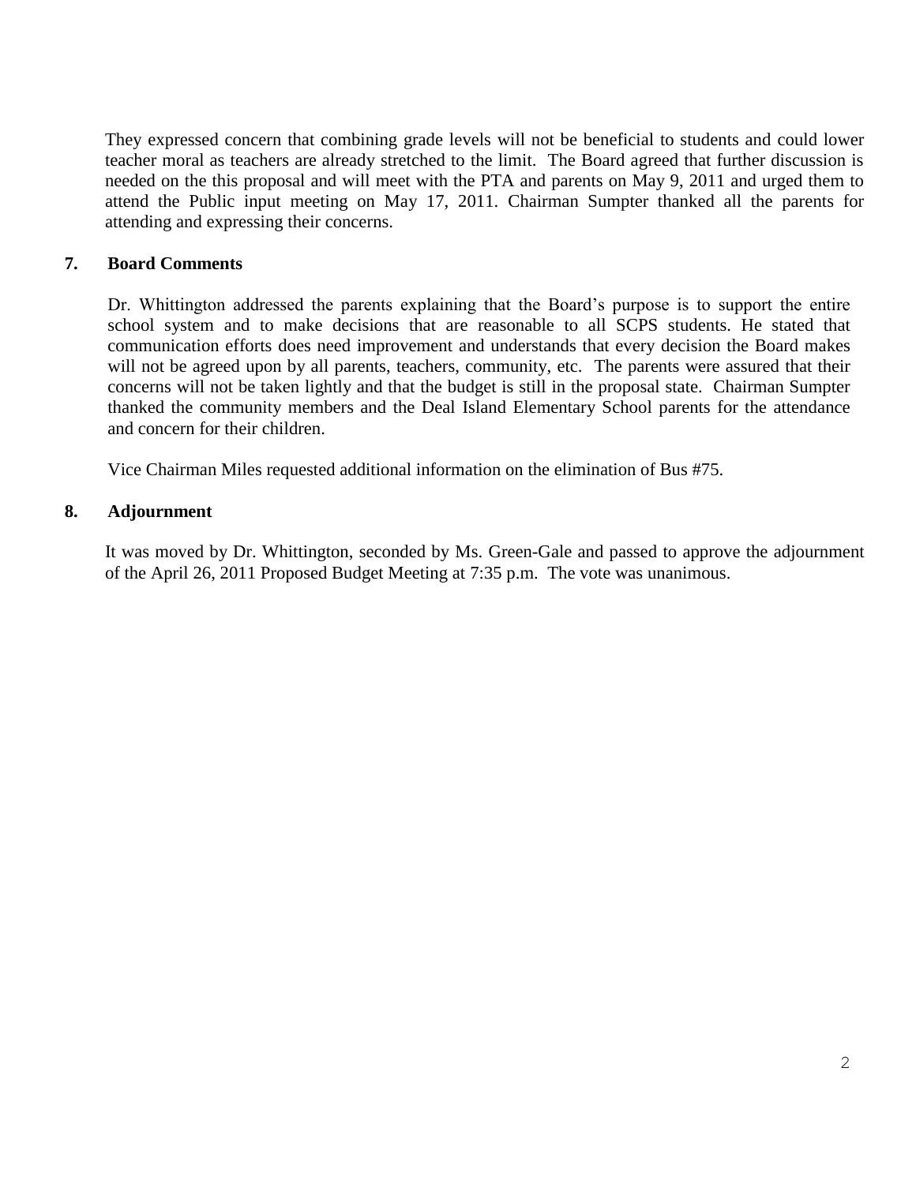They expressed concern that combining grade levels will not be beneficial to students and could lower teacher moral as teachers are already stretched to the limit. The Board agreed that further discussion is needed on the this proposal and will meet with the PTA and parents on May 9, 2011 and urged them to attend the Public input meeting on May 17, 2011. Chairman Sumpter thanked all the parents for attending and expressing their concerns.

## 7. Board Comments

Dr. Whittington addressed the parents explaining that the Board's purpose is to support the entire school system and to make decisions that are reasonable to all SCPS students. He stated that communication efforts does need improvement and understands that every decision the Board makes will not be agreed upon by all parents, teachers, community, etc. The parents were assured that their concerns will not be taken lightly and that the budget is still in the proposal state. Chairman Sumpter thanked the community members and the Deal Island Elementary School parents for the attendance and concern for their children.

Vice Chairman Miles requested additional information on the elimination of Bus #75.

## 8. Adjournment

It was moved by Dr. Whittington, seconded by Ms. Green-Gale and passed to approve the adjournment of the April 26, 2011 Proposed Budget Meeting at 7:35 p.m. The vote was unanimous.